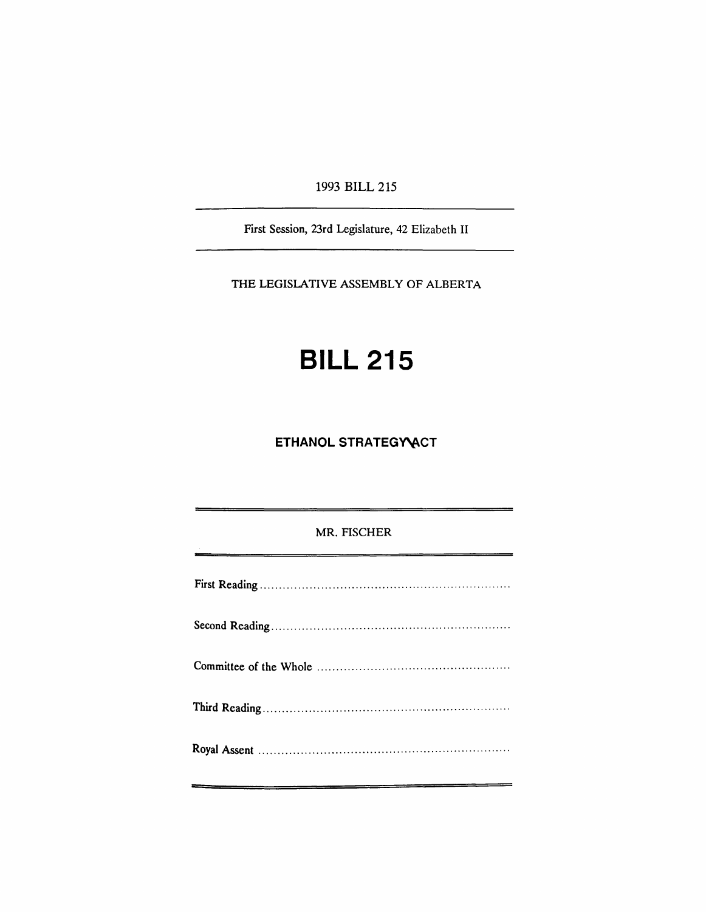1993 BILL 215

First Session, 23rd Legislature, 42 Elizabeth II

THE LEGISLATIVE ASSEMBLY OF ALBERTA

# BILL 215

## ETHANOL STRATEGY ACT

MR. FISCHER

First Reading ..................................................................

Second Reading ..................................................................

Committee of the Whole ..................................................

Third Reading ..................................................................

Royal Assent ..................................................................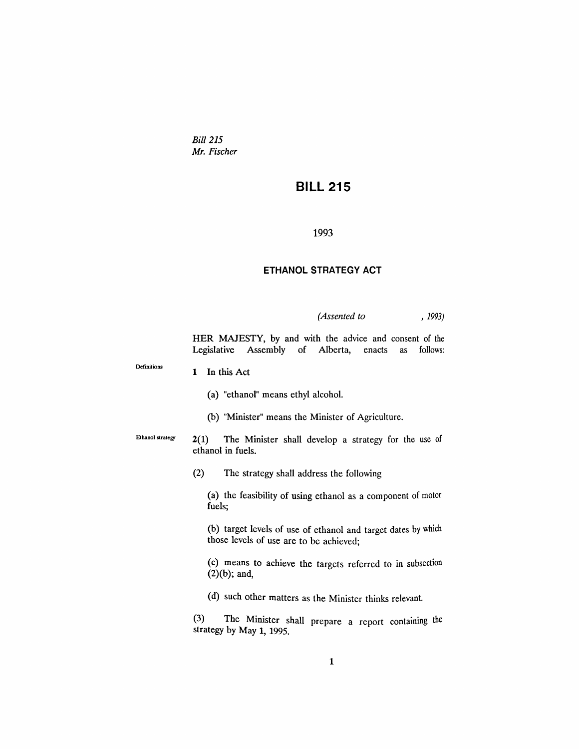*Bill 215*
*Mr. Fischer*

# BILL 215

1993

## ETHANOL STRATEGY ACT

*(Assented to , 1993)*

HER MAJESTY, by and with the advice and consent of the Legislative Assembly of Alberta, enacts as follows:

Definitions

**1** In this Act

(a) "ethanol" means ethyl alcohol.

(b) "Minister" means the Minister of Agriculture.

Ethanol strategy

**2(1)** The Minister shall develop a strategy for the use of ethanol in fuels.

(2) The strategy shall address the following

(a) the feasibility of using ethanol as a component of motor fuels;

(b) target levels of use of ethanol and target dates by which those levels of use are to be achieved;

(c) means to achieve the targets referred to in subsection (2)(b); and,

(d) such other matters as the Minister thinks relevant.

(3) The Minister shall prepare a report containing the strategy by May 1, 1995.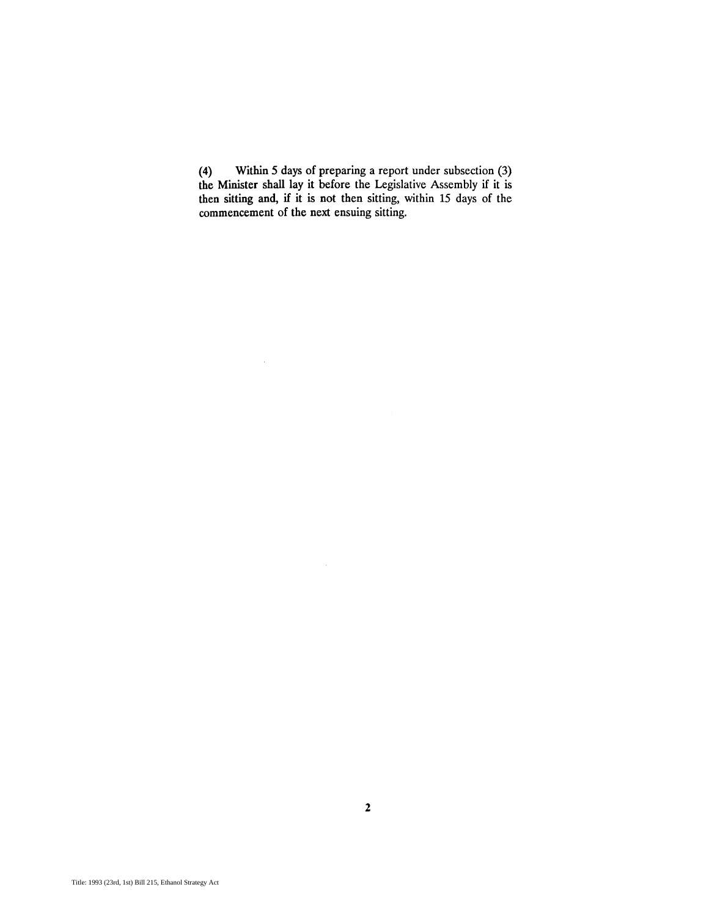(4) Within 5 days of preparing a report under subsection (3) the Minister shall lay it before the Legislative Assembly if it is then sitting and, if it is not then sitting, within 15 days of the commencement of the next ensuing sitting.